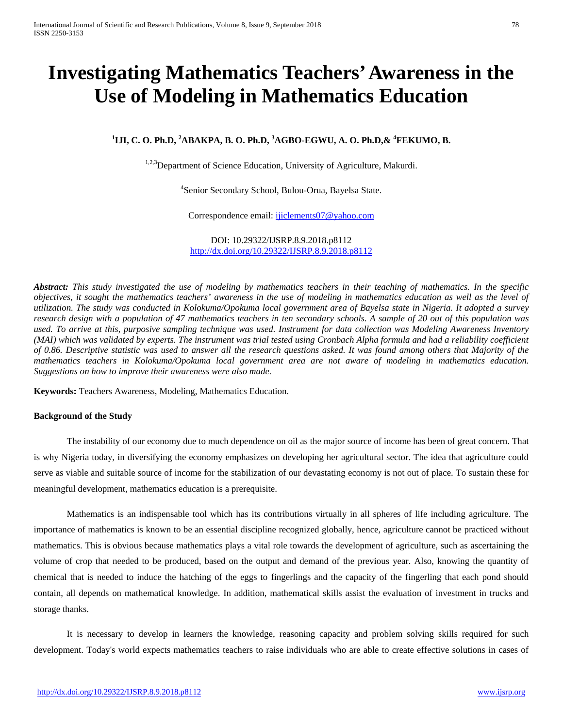# Investigating Mathematics Teachers' Awareness in the Use of Modeling in Mathematics Education

**[1]IJI, C. O. Ph.D, [2]ABAKPA, B. O. Ph.D, [3]AGBO-EGWU, A. O. Ph.D,& [4]FEKUMO, B.**

[1,2,3]Department of Science Education, University of Agriculture, Makurdi.

[4]Senior Secondary School, Bulou-Orua, Bayelsa State.

Correspondence email: ijiclements07@yahoo.com

DOI: 10.29322/IJSRP.8.9.2018.p8112
http://dx.doi.org/10.29322/IJSRP.8.9.2018.p8112

***Abstract:*** *This study investigated the use of modeling by mathematics teachers in their teaching of mathematics. In the specific objectives, it sought the mathematics teachers' awareness in the use of modeling in mathematics education as well as the level of utilization. The study was conducted in Kolokuma/Opokuma local government area of Bayelsa state in Nigeria. It adopted a survey research design with a population of 47 mathematics teachers in ten secondary schools. A sample of 20 out of this population was used. To arrive at this, purposive sampling technique was used. Instrument for data collection was Modeling Awareness Inventory (MAI) which was validated by experts. The instrument was trial tested using Cronbach Alpha formula and had a reliability coefficient of 0.86. Descriptive statistic was used to answer all the research questions asked. It was found among others that Majority of the mathematics teachers in Kolokuma/Opokuma local government area are not aware of modeling in mathematics education. Suggestions on how to improve their awareness were also made.*

**Keywords:** Teachers Awareness, Modeling, Mathematics Education.

**Background of the Study**

The instability of our economy due to much dependence on oil as the major source of income has been of great concern. That is why Nigeria today, in diversifying the economy emphasizes on developing her agricultural sector. The idea that agriculture could serve as viable and suitable source of income for the stabilization of our devastating economy is not out of place. To sustain these for meaningful development, mathematics education is a prerequisite.

Mathematics is an indispensable tool which has its contributions virtually in all spheres of life including agriculture. The importance of mathematics is known to be an essential discipline recognized globally, hence, agriculture cannot be practiced without mathematics. This is obvious because mathematics plays a vital role towards the development of agriculture, such as ascertaining the volume of crop that needed to be produced, based on the output and demand of the previous year. Also, knowing the quantity of chemical that is needed to induce the hatching of the eggs to fingerlings and the capacity of the fingerling that each pond should contain, all depends on mathematical knowledge. In addition, mathematical skills assist the evaluation of investment in trucks and storage thanks.

It is necessary to develop in learners the knowledge, reasoning capacity and problem solving skills required for such development. Today's world expects mathematics teachers to raise individuals who are able to create effective solutions in cases of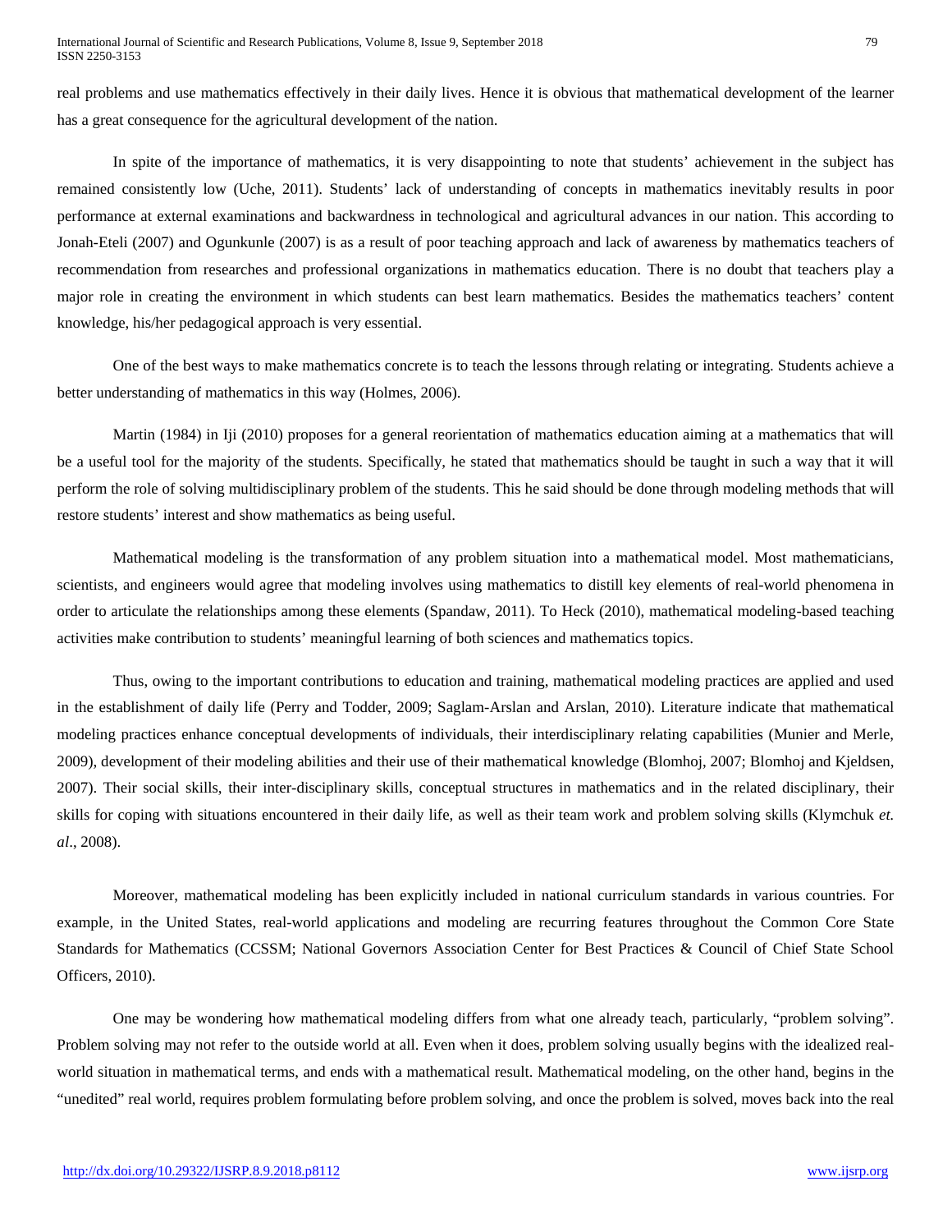real problems and use mathematics effectively in their daily lives. Hence it is obvious that mathematical development of the learner has a great consequence for the agricultural development of the nation.

In spite of the importance of mathematics, it is very disappointing to note that students' achievement in the subject has remained consistently low (Uche, 2011). Students' lack of understanding of concepts in mathematics inevitably results in poor performance at external examinations and backwardness in technological and agricultural advances in our nation. This according to Jonah-Eteli (2007) and Ogunkunle (2007) is as a result of poor teaching approach and lack of awareness by mathematics teachers of recommendation from researches and professional organizations in mathematics education. There is no doubt that teachers play a major role in creating the environment in which students can best learn mathematics. Besides the mathematics teachers' content knowledge, his/her pedagogical approach is very essential.

One of the best ways to make mathematics concrete is to teach the lessons through relating or integrating. Students achieve a better understanding of mathematics in this way (Holmes, 2006).

Martin (1984) in Iji (2010) proposes for a general reorientation of mathematics education aiming at a mathematics that will be a useful tool for the majority of the students. Specifically, he stated that mathematics should be taught in such a way that it will perform the role of solving multidisciplinary problem of the students. This he said should be done through modeling methods that will restore students' interest and show mathematics as being useful.

Mathematical modeling is the transformation of any problem situation into a mathematical model. Most mathematicians, scientists, and engineers would agree that modeling involves using mathematics to distill key elements of real-world phenomena in order to articulate the relationships among these elements (Spandaw, 2011). To Heck (2010), mathematical modeling-based teaching activities make contribution to students' meaningful learning of both sciences and mathematics topics.

Thus, owing to the important contributions to education and training, mathematical modeling practices are applied and used in the establishment of daily life (Perry and Todder, 2009; Saglam-Arslan and Arslan, 2010). Literature indicate that mathematical modeling practices enhance conceptual developments of individuals, their interdisciplinary relating capabilities (Munier and Merle, 2009), development of their modeling abilities and their use of their mathematical knowledge (Blomhoj, 2007; Blomhoj and Kjeldsen, 2007). Their social skills, their inter-disciplinary skills, conceptual structures in mathematics and in the related disciplinary, their skills for coping with situations encountered in their daily life, as well as their team work and problem solving skills (Klymchuk *et. al*., 2008).

Moreover, mathematical modeling has been explicitly included in national curriculum standards in various countries. For example, in the United States, real-world applications and modeling are recurring features throughout the Common Core State Standards for Mathematics (CCSSM; National Governors Association Center for Best Practices & Council of Chief State School Officers, 2010).

One may be wondering how mathematical modeling differs from what one already teach, particularly, "problem solving". Problem solving may not refer to the outside world at all. Even when it does, problem solving usually begins with the idealized real-world situation in mathematical terms, and ends with a mathematical result. Mathematical modeling, on the other hand, begins in the "unedited" real world, requires problem formulating before problem solving, and once the problem is solved, moves back into the real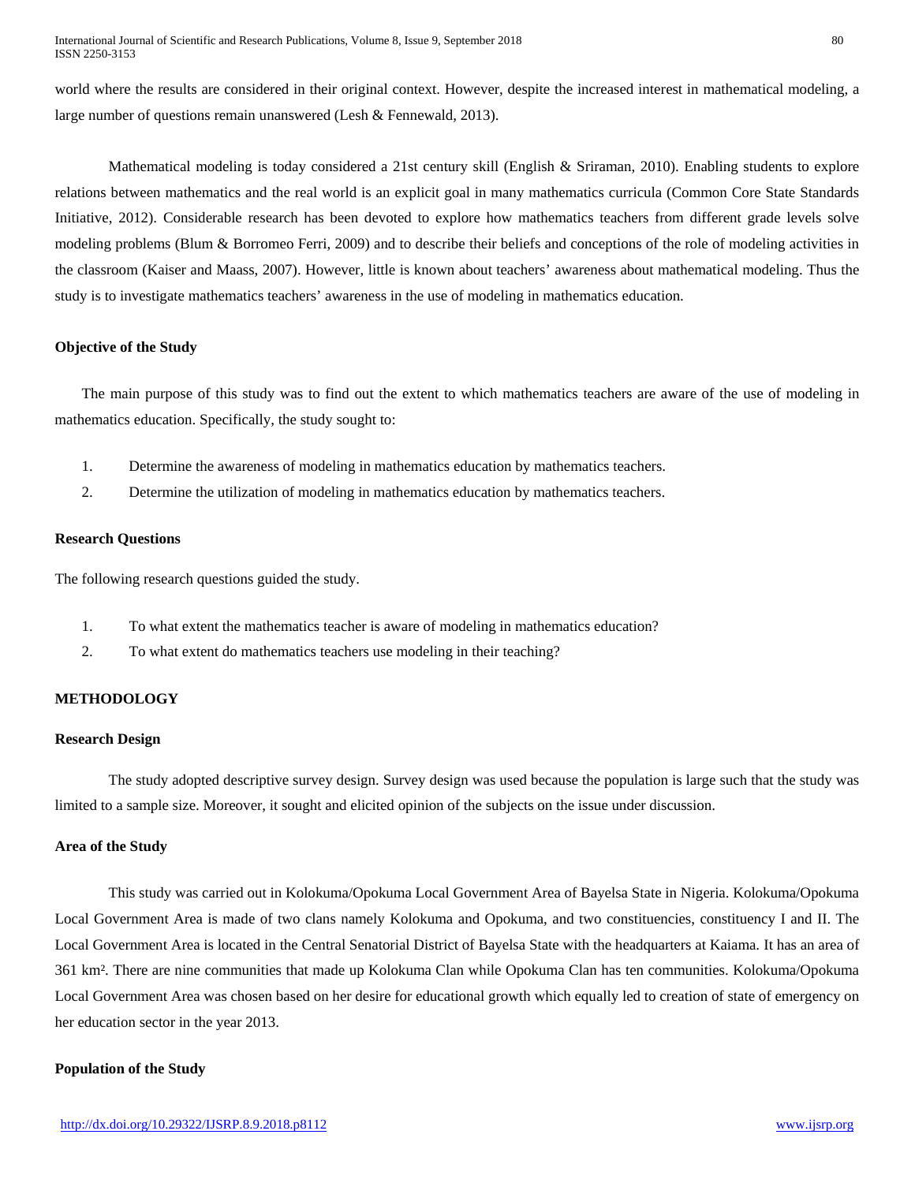world where the results are considered in their original context. However, despite the increased interest in mathematical modeling, a large number of questions remain unanswered (Lesh & Fennewald, 2013).

Mathematical modeling is today considered a 21st century skill (English & Sriraman, 2010). Enabling students to explore relations between mathematics and the real world is an explicit goal in many mathematics curricula (Common Core State Standards Initiative, 2012). Considerable research has been devoted to explore how mathematics teachers from different grade levels solve modeling problems (Blum & Borromeo Ferri, 2009) and to describe their beliefs and conceptions of the role of modeling activities in the classroom (Kaiser and Maass, 2007). However, little is known about teachers' awareness about mathematical modeling. Thus the study is to investigate mathematics teachers' awareness in the use of modeling in mathematics education.

### Objective of the Study

The main purpose of this study was to find out the extent to which mathematics teachers are aware of the use of modeling in mathematics education. Specifically, the study sought to:

1. Determine the awareness of modeling in mathematics education by mathematics teachers.
2. Determine the utilization of modeling in mathematics education by mathematics teachers.

### Research Questions

The following research questions guided the study.

1. To what extent the mathematics teacher is aware of modeling in mathematics education?
2. To what extent do mathematics teachers use modeling in their teaching?

## METHODOLOGY

### Research Design

The study adopted descriptive survey design. Survey design was used because the population is large such that the study was limited to a sample size. Moreover, it sought and elicited opinion of the subjects on the issue under discussion.

### Area of the Study

This study was carried out in Kolokuma/Opokuma Local Government Area of Bayelsa State in Nigeria. Kolokuma/Opokuma Local Government Area is made of two clans namely Kolokuma and Opokuma, and two constituencies, constituency I and II. The Local Government Area is located in the Central Senatorial District of Bayelsa State with the headquarters at Kaiama. It has an area of 361 km². There are nine communities that made up Kolokuma Clan while Opokuma Clan has ten communities. Kolokuma/Opokuma Local Government Area was chosen based on her desire for educational growth which equally led to creation of state of emergency on her education sector in the year 2013.

### Population of the Study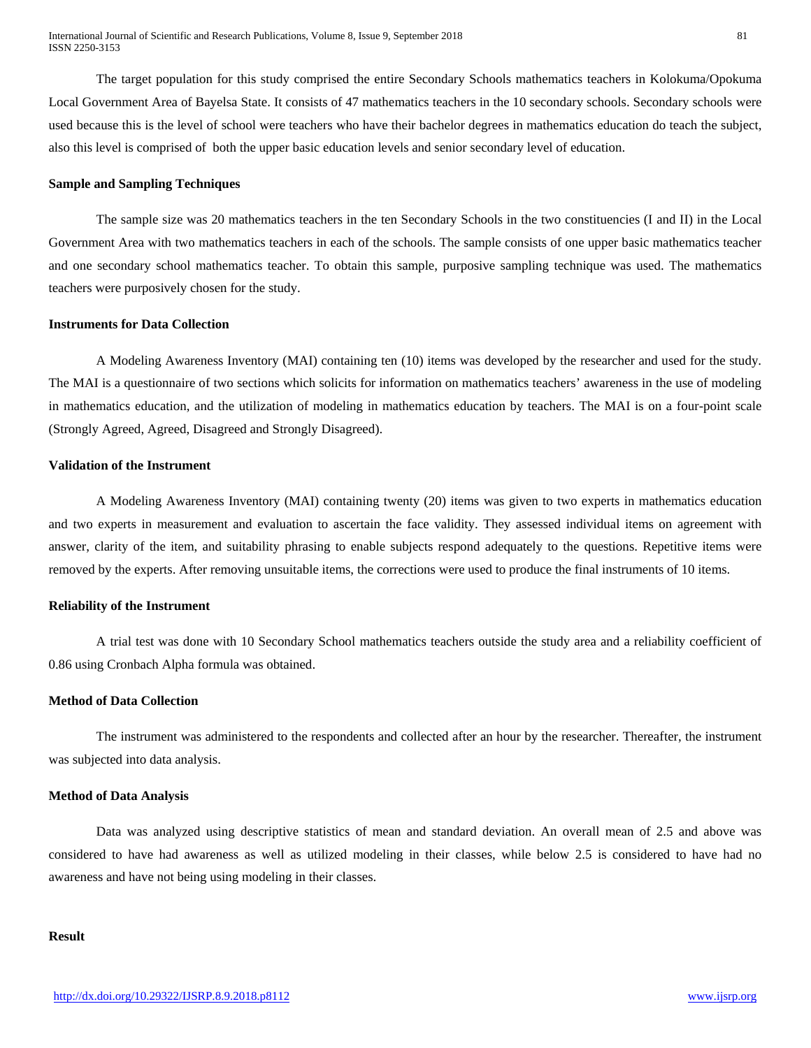The target population for this study comprised the entire Secondary Schools mathematics teachers in Kolokuma/Opokuma Local Government Area of Bayelsa State. It consists of 47 mathematics teachers in the 10 secondary schools. Secondary schools were used because this is the level of school were teachers who have their bachelor degrees in mathematics education do teach the subject, also this level is comprised of both the upper basic education levels and senior secondary level of education.

**Sample and Sampling Techniques**

The sample size was 20 mathematics teachers in the ten Secondary Schools in the two constituencies (I and II) in the Local Government Area with two mathematics teachers in each of the schools. The sample consists of one upper basic mathematics teacher and one secondary school mathematics teacher. To obtain this sample, purposive sampling technique was used. The mathematics teachers were purposively chosen for the study.

**Instruments for Data Collection**

A Modeling Awareness Inventory (MAI) containing ten (10) items was developed by the researcher and used for the study. The MAI is a questionnaire of two sections which solicits for information on mathematics teachers' awareness in the use of modeling in mathematics education, and the utilization of modeling in mathematics education by teachers. The MAI is on a four-point scale (Strongly Agreed, Agreed, Disagreed and Strongly Disagreed).

**Validation of the Instrument**

A Modeling Awareness Inventory (MAI) containing twenty (20) items was given to two experts in mathematics education and two experts in measurement and evaluation to ascertain the face validity. They assessed individual items on agreement with answer, clarity of the item, and suitability phrasing to enable subjects respond adequately to the questions. Repetitive items were removed by the experts. After removing unsuitable items, the corrections were used to produce the final instruments of 10 items.

**Reliability of the Instrument**

A trial test was done with 10 Secondary School mathematics teachers outside the study area and a reliability coefficient of 0.86 using Cronbach Alpha formula was obtained.

**Method of Data Collection**

The instrument was administered to the respondents and collected after an hour by the researcher. Thereafter, the instrument was subjected into data analysis.

**Method of Data Analysis**

Data was analyzed using descriptive statistics of mean and standard deviation. An overall mean of 2.5 and above was considered to have had awareness as well as utilized modeling in their classes, while below 2.5 is considered to have had no awareness and have not being using modeling in their classes.

**Result**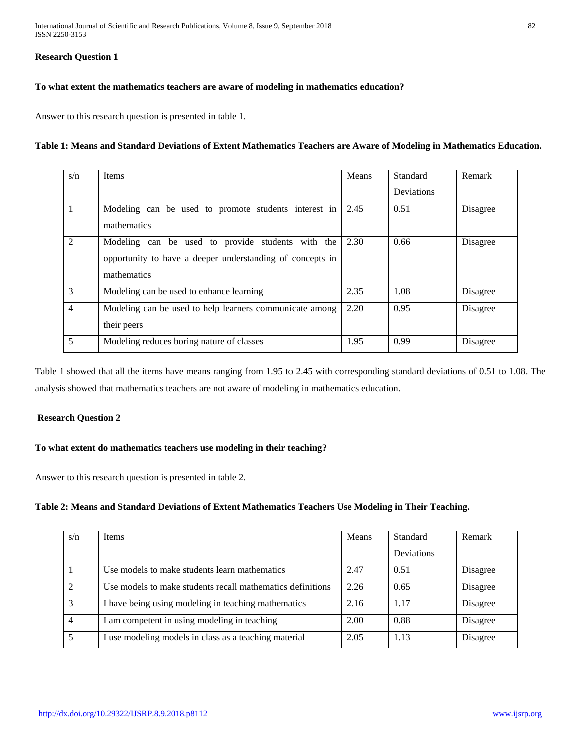**Research Question 1**

**To what extent the mathematics teachers are aware of modeling in mathematics education?**

Answer to this research question is presented in table 1.

**Table 1: Means and Standard Deviations of Extent Mathematics Teachers are Aware of Modeling in Mathematics Education.**

| s/n | Items | Means | Standard Deviations | Remark |
|---|---|---|---|---|
| 1 | Modeling can be used to promote students interest in mathematics | 2.45 | 0.51 | Disagree |
| 2 | Modeling can be used to provide students with the opportunity to have a deeper understanding of concepts in mathematics | 2.30 | 0.66 | Disagree |
| 3 | Modeling can be used to enhance learning | 2.35 | 1.08 | Disagree |
| 4 | Modeling can be used to help learners communicate among their peers | 2.20 | 0.95 | Disagree |
| 5 | Modeling reduces boring nature of classes | 1.95 | 0.99 | Disagree |

Table 1 showed that all the items have means ranging from 1.95 to 2.45 with corresponding standard deviations of 0.51 to 1.08. The analysis showed that mathematics teachers are not aware of modeling in mathematics education.

**Research Question 2**

**To what extent do mathematics teachers use modeling in their teaching?**

Answer to this research question is presented in table 2.

**Table 2: Means and Standard Deviations of Extent Mathematics Teachers Use Modeling in Their Teaching.**

| s/n | Items | Means | Standard Deviations | Remark |
|---|---|---|---|---|
| 1 | Use models to make students learn mathematics | 2.47 | 0.51 | Disagree |
| 2 | Use models to make students recall mathematics definitions | 2.26 | 0.65 | Disagree |
| 3 | I have being using modeling in teaching mathematics | 2.16 | 1.17 | Disagree |
| 4 | I am competent in using modeling in teaching | 2.00 | 0.88 | Disagree |
| 5 | I use modeling models in class as a teaching material | 2.05 | 1.13 | Disagree |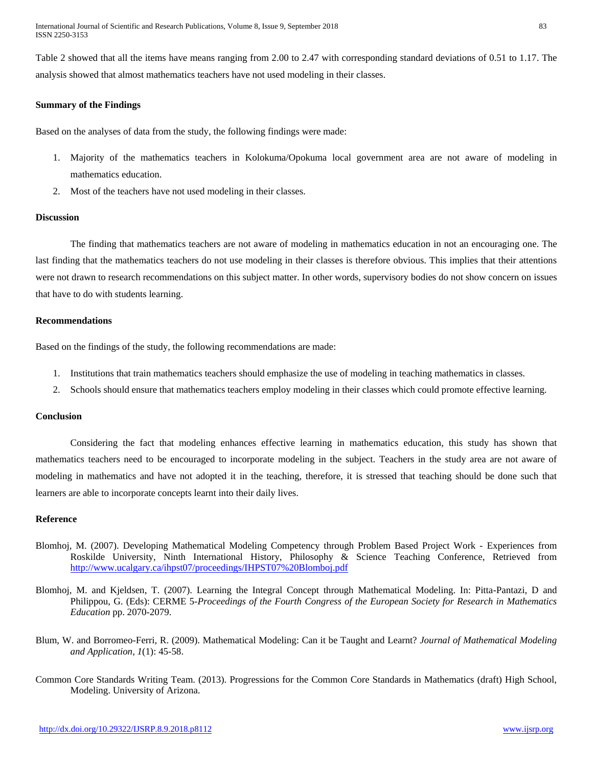Table 2 showed that all the items have means ranging from 2.00 to 2.47 with corresponding standard deviations of 0.51 to 1.17. The analysis showed that almost mathematics teachers have not used modeling in their classes.

### Summary of the Findings

Based on the analyses of data from the study, the following findings were made:

1. Majority of the mathematics teachers in Kolokuma/Opokuma local government area are not aware of modeling in mathematics education.
2. Most of the teachers have not used modeling in their classes.

### Discussion

The finding that mathematics teachers are not aware of modeling in mathematics education in not an encouraging one. The last finding that the mathematics teachers do not use modeling in their classes is therefore obvious. This implies that their attentions were not drawn to research recommendations on this subject matter. In other words, supervisory bodies do not show concern on issues that have to do with students learning.

### Recommendations

Based on the findings of the study, the following recommendations are made:

1. Institutions that train mathematics teachers should emphasize the use of modeling in teaching mathematics in classes.
2. Schools should ensure that mathematics teachers employ modeling in their classes which could promote effective learning.

### Conclusion

Considering the fact that modeling enhances effective learning in mathematics education, this study has shown that mathematics teachers need to be encouraged to incorporate modeling in the subject. Teachers in the study area are not aware of modeling in mathematics and have not adopted it in the teaching, therefore, it is stressed that teaching should be done such that learners are able to incorporate concepts learnt into their daily lives.

### Reference

Blomhoj, M. (2007). Developing Mathematical Modeling Competency through Problem Based Project Work - Experiences from Roskilde University, Ninth International History, Philosophy & Science Teaching Conference, Retrieved from http://www.ucalgary.ca/ihpst07/proceedings/IHPST07%20Blomboj.pdf

Blomhoj, M. and Kjeldsen, T. (2007). Learning the Integral Concept through Mathematical Modeling. In: Pitta-Pantazi, D and Philippou, G. (Eds): CERME 5-*Proceedings of the Fourth Congress of the European Society for Research in Mathematics Education* pp. 2070-2079.

Blum, W. and Borromeo-Ferri, R. (2009). Mathematical Modeling: Can it be Taught and Learnt? *Journal of Mathematical Modeling and Application, 1*(1): 45-58.

Common Core Standards Writing Team. (2013). Progressions for the Common Core Standards in Mathematics (draft) High School, Modeling. University of Arizona.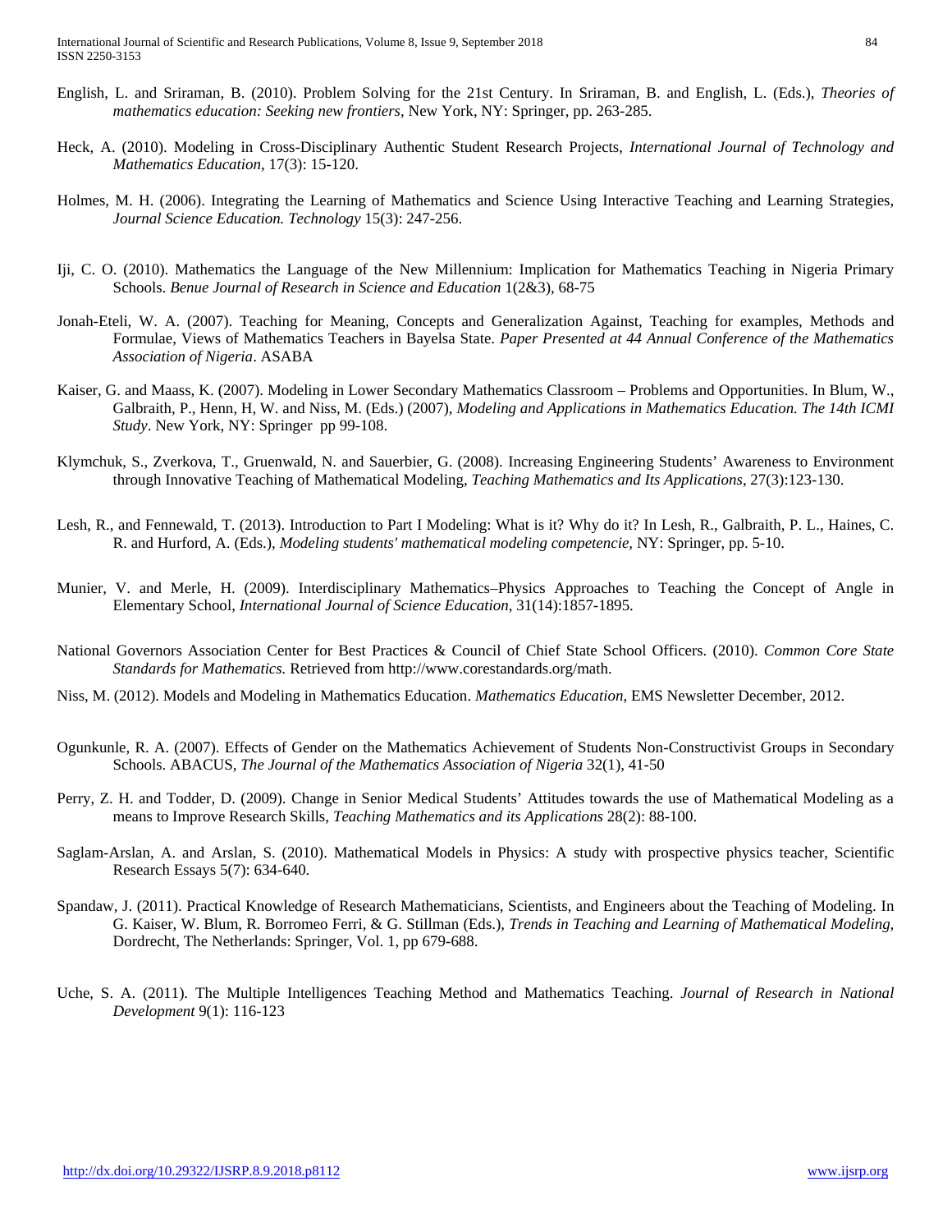English, L. and Sriraman, B. (2010). Problem Solving for the 21st Century. In Sriraman, B. and English, L. (Eds.), *Theories of mathematics education: Seeking new frontiers,* New York, NY: Springer, pp. 263-285.

Heck, A. (2010). Modeling in Cross-Disciplinary Authentic Student Research Projects, *International Journal of Technology and Mathematics Education*, 17(3): 15-120.

Holmes, M. H. (2006). Integrating the Learning of Mathematics and Science Using Interactive Teaching and Learning Strategies, *Journal Science Education. Technology* 15(3): 247-256.

Iji, C. O. (2010). Mathematics the Language of the New Millennium: Implication for Mathematics Teaching in Nigeria Primary Schools. *Benue Journal of Research in Science and Education* 1(2&3), 68-75

Jonah-Eteli, W. A. (2007). Teaching for Meaning, Concepts and Generalization Against, Teaching for examples, Methods and Formulae, Views of Mathematics Teachers in Bayelsa State. *Paper Presented at 44 Annual Conference of the Mathematics Association of Nigeria*. ASABA

Kaiser, G. and Maass, K. (2007). Modeling in Lower Secondary Mathematics Classroom – Problems and Opportunities. In Blum, W., Galbraith, P., Henn, H, W. and Niss, M. (Eds.) (2007), *Modeling and Applications in Mathematics Education. The 14th ICMI Study*. New York, NY: Springer pp 99-108.

Klymchuk, S., Zverkova, T., Gruenwald, N. and Sauerbier, G. (2008). Increasing Engineering Students' Awareness to Environment through Innovative Teaching of Mathematical Modeling, *Teaching Mathematics and Its Applications*, 27(3):123-130.

Lesh, R., and Fennewald, T. (2013). Introduction to Part I Modeling: What is it? Why do it? In Lesh, R., Galbraith, P. L., Haines, C. R. and Hurford, A. (Eds.), *Modeling students' mathematical modeling competencie,* NY: Springer, pp. 5-10.

Munier, V. and Merle, H. (2009). Interdisciplinary Mathematics–Physics Approaches to Teaching the Concept of Angle in Elementary School, *International Journal of Science Education*, 31(14):1857-1895.

National Governors Association Center for Best Practices & Council of Chief State School Officers. (2010). *Common Core State Standards for Mathematics.* Retrieved from http://www.corestandards.org/math.

Niss, M. (2012). Models and Modeling in Mathematics Education. *Mathematics Education*, EMS Newsletter December, 2012.

Ogunkunle, R. A. (2007). Effects of Gender on the Mathematics Achievement of Students Non-Constructivist Groups in Secondary Schools. ABACUS, *The Journal of the Mathematics Association of Nigeria* 32(1), 41-50

Perry, Z. H. and Todder, D. (2009). Change in Senior Medical Students' Attitudes towards the use of Mathematical Modeling as a means to Improve Research Skills, *Teaching Mathematics and its Applications* 28(2): 88-100.

Saglam-Arslan, A. and Arslan, S. (2010). Mathematical Models in Physics: A study with prospective physics teacher, Scientific Research Essays 5(7): 634-640.

Spandaw, J. (2011). Practical Knowledge of Research Mathematicians, Scientists, and Engineers about the Teaching of Modeling. In G. Kaiser, W. Blum, R. Borromeo Ferri, & G. Stillman (Eds.), *Trends in Teaching and Learning of Mathematical Modeling,* Dordrecht, The Netherlands: Springer, Vol. 1, pp 679-688.

Uche, S. A. (2011). The Multiple Intelligences Teaching Method and Mathematics Teaching. *Journal of Research in National Development* 9(1): 116-123